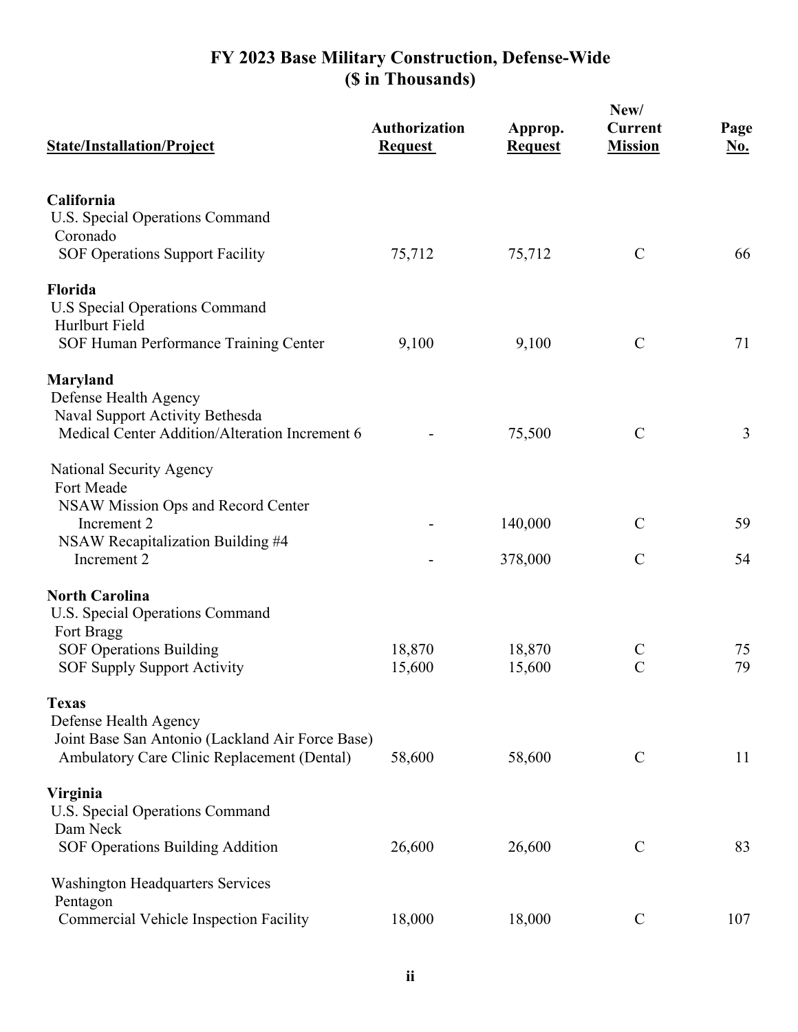# FY 2023 Base Military Construction, Defense-Wide
## ($ in Thousands)

| State/Installation/Project | Authorization Request | Approp. Request | New/ Current Mission | Page No. |
|---|---|---|---|---|
| **California** | | | | |
| U.S. Special Operations Command | | | | |
| Coronado | | | | |
| SOF Operations Support Facility | 75,712 | 75,712 | C | 66 |
| **Florida** | | | | |
| U.S Special Operations Command | | | | |
| Hurlburt Field | | | | |
| SOF Human Performance Training Center | 9,100 | 9,100 | C | 71 |
| **Maryland** | | | | |
| Defense Health Agency | | | | |
| Naval Support Activity Bethesda | | | | |
| Medical Center Addition/Alteration Increment 6 | - | 75,500 | C | 3 |
| National Security Agency | | | | |
| Fort Meade | | | | |
| NSAW Mission Ops and Record Center Increment 2 | - | 140,000 | C | 59 |
| NSAW Recapitalization Building #4 Increment 2 | - | 378,000 | C | 54 |
| **North Carolina** | | | | |
| U.S. Special Operations Command | | | | |
| Fort Bragg | | | | |
| SOF Operations Building | 18,870 | 18,870 | C | 75 |
| SOF Supply Support Activity | 15,600 | 15,600 | C | 79 |
| **Texas** | | | | |
| Defense Health Agency | | | | |
| Joint Base San Antonio (Lackland Air Force Base) | | | | |
| Ambulatory Care Clinic Replacement (Dental) | 58,600 | 58,600 | C | 11 |
| **Virginia** | | | | |
| U.S. Special Operations Command | | | | |
| Dam Neck | | | | |
| SOF Operations Building Addition | 26,600 | 26,600 | C | 83 |
| Washington Headquarters Services | | | | |
| Pentagon | | | | |
| Commercial Vehicle Inspection Facility | 18,000 | 18,000 | C | 107 |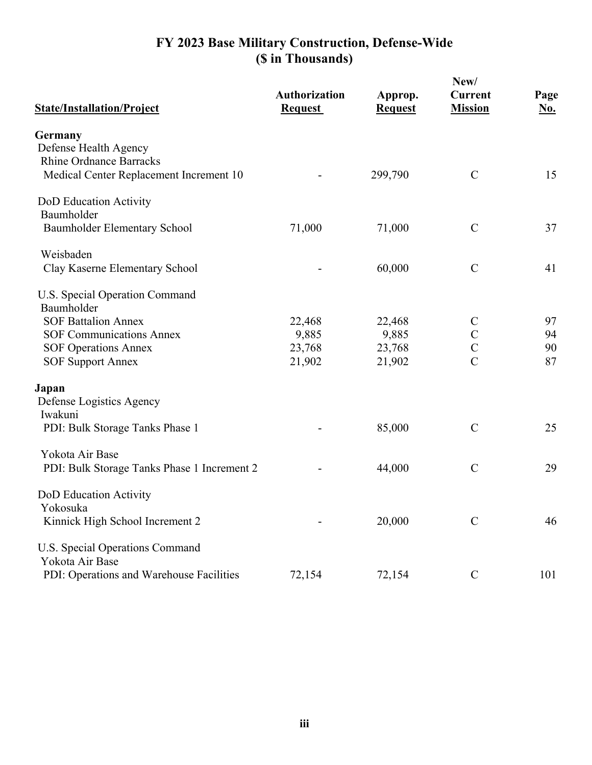# FY 2023 Base Military Construction, Defense-Wide
## ($ in Thousands)

| State/Installation/Project | Authorization Request | Approp. Request | New/ Current Mission | Page No. |
|---|---|---|---|---|
| **Germany** | | | | |
| Defense Health Agency | | | | |
| Rhine Ordnance Barracks | | | | |
| Medical Center Replacement Increment 10 | - | 299,790 | C | 15 |
| DoD Education Activity | | | | |
| Baumholder | | | | |
| Baumholder Elementary School | 71,000 | 71,000 | C | 37 |
| Weisbaden | | | | |
| Clay Kaserne Elementary School | - | 60,000 | C | 41 |
| U.S. Special Operation Command | | | | |
| Baumholder | | | | |
| SOF Battalion Annex | 22,468 | 22,468 | C | 97 |
| SOF Communications Annex | 9,885 | 9,885 | C | 94 |
| SOF Operations Annex | 23,768 | 23,768 | C | 90 |
| SOF Support Annex | 21,902 | 21,902 | C | 87 |
| **Japan** | | | | |
| Defense Logistics Agency | | | | |
| Iwakuni | | | | |
| PDI: Bulk Storage Tanks Phase 1 | - | 85,000 | C | 25 |
| Yokota Air Base | | | | |
| PDI: Bulk Storage Tanks Phase 1 Increment 2 | - | 44,000 | C | 29 |
| DoD Education Activity | | | | |
| Yokosuka | | | | |
| Kinnick High School Increment 2 | - | 20,000 | C | 46 |
| U.S. Special Operations Command | | | | |
| Yokota Air Base | | | | |
| PDI: Operations and Warehouse Facilities | 72,154 | 72,154 | C | 101 |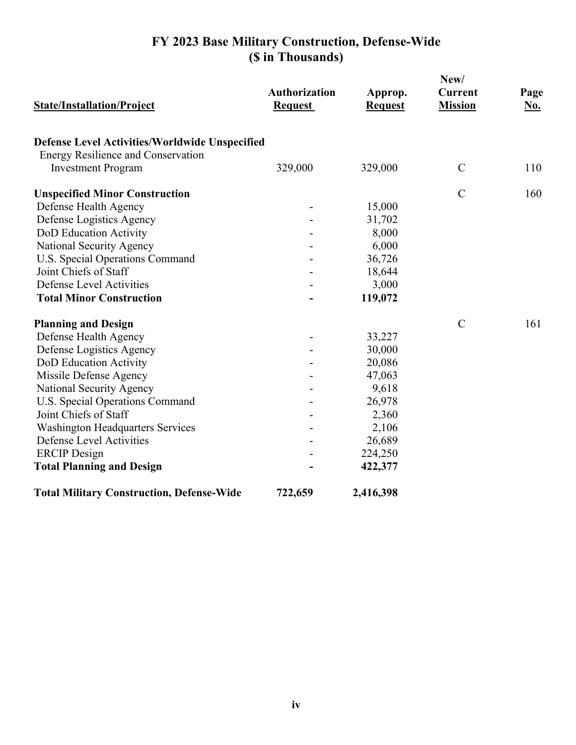# FY 2023 Base Military Construction, Defense-Wide
## ($ in Thousands)

| State/Installation/Project | Authorization Request | Approp. Request | New/ Current Mission | Page No. |
|---|---|---|---|---|
| **Defense Level Activities/Worldwide Unspecified** | | | | |
| Energy Resilience and Conservation Investment Program | 329,000 | 329,000 | C | 110 |
| **Unspecified Minor Construction** | | | C | 160 |
| Defense Health Agency | - | 15,000 | | |
| Defense Logistics Agency | - | 31,702 | | |
| DoD Education Activity | - | 8,000 | | |
| National Security Agency | - | 6,000 | | |
| U.S. Special Operations Command | - | 36,726 | | |
| Joint Chiefs of Staff | - | 18,644 | | |
| Defense Level Activities | - | 3,000 | | |
| **Total Minor Construction** | **-** | **119,072** | | |
| **Planning and Design** | | | C | 161 |
| Defense Health Agency | - | 33,227 | | |
| Defense Logistics Agency | - | 30,000 | | |
| DoD Education Activity | - | 20,086 | | |
| Missile Defense Agency | - | 47,063 | | |
| National Security Agency | - | 9,618 | | |
| U.S. Special Operations Command | - | 26,978 | | |
| Joint Chiefs of Staff | - | 2,360 | | |
| Washington Headquarters Services | - | 2,106 | | |
| Defense Level Activities | - | 26,689 | | |
| ERCIP Design | - | 224,250 | | |
| **Total Planning and Design** | **-** | **422,377** | | |
| **Total Military Construction, Defense-Wide** | **722,659** | **2,416,398** | | |